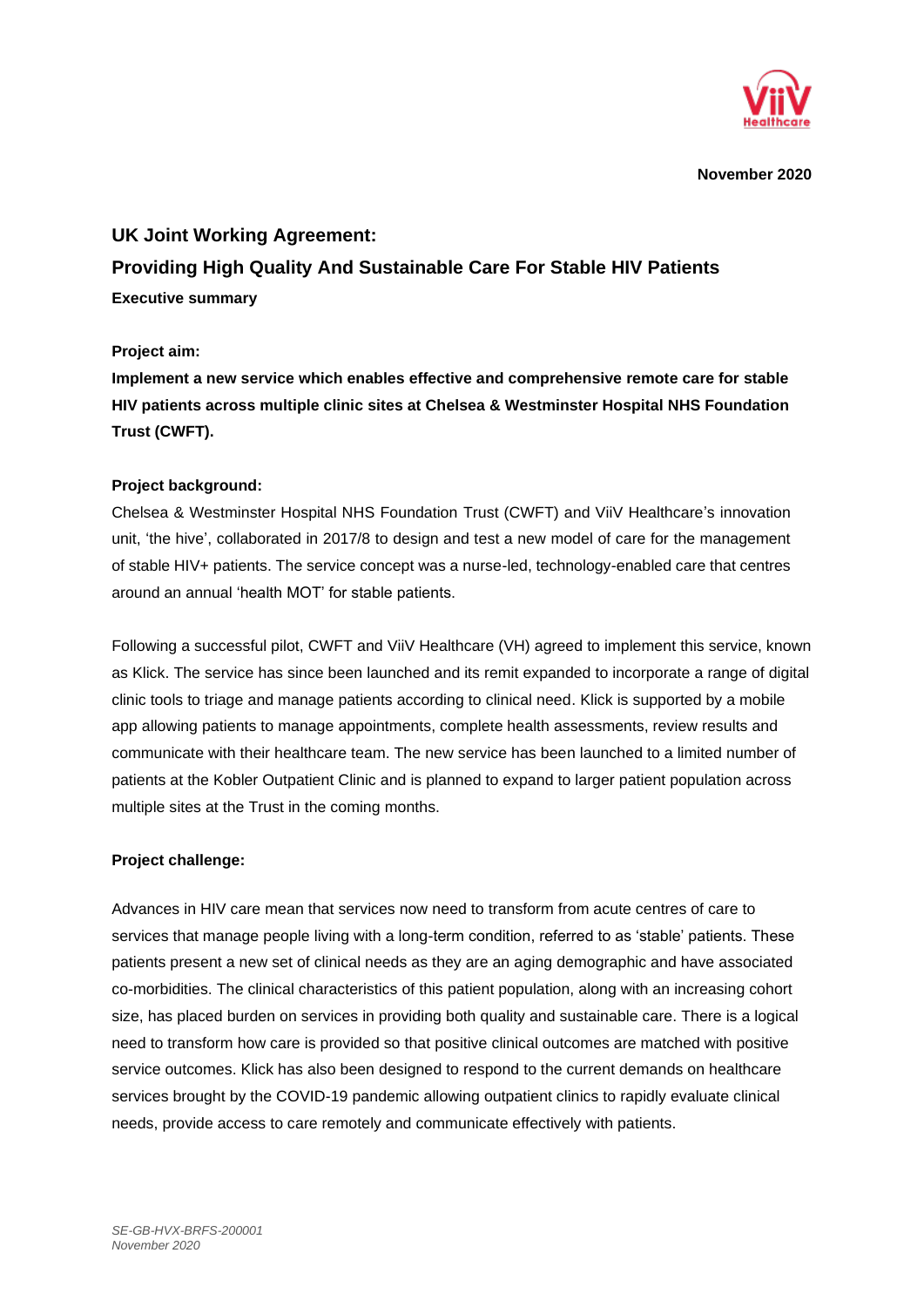**November 2020**

## UK Joint Working Agreement:

## Providing High Quality And Sustainable Care For Stable HIV Patients

**Executive summary**

**Project aim:**

**Implement a new service which enables effective and comprehensive remote care for stable HIV patients across multiple clinic sites at Chelsea & Westminster Hospital NHS Foundation Trust (CWFT).**

**Project background:**

Chelsea & Westminster Hospital NHS Foundation Trust (CWFT) and ViiV Healthcare's innovation unit, 'the hive', collaborated in 2017/8 to design and test a new model of care for the management of stable HIV+ patients. The service concept was a nurse-led, technology-enabled care that centres around an annual 'health MOT' for stable patients.

Following a successful pilot, CWFT and ViiV Healthcare (VH) agreed to implement this service, known as Klick. The service has since been launched and its remit expanded to incorporate a range of digital clinic tools to triage and manage patients according to clinical need. Klick is supported by a mobile app allowing patients to manage appointments, complete health assessments, review results and communicate with their healthcare team. The new service has been launched to a limited number of patients at the Kobler Outpatient Clinic and is planned to expand to larger patient population across multiple sites at the Trust in the coming months.

**Project challenge:**

Advances in HIV care mean that services now need to transform from acute centres of care to services that manage people living with a long-term condition, referred to as 'stable' patients. These patients present a new set of clinical needs as they are an aging demographic and have associated co-morbidities. The clinical characteristics of this patient population, along with an increasing cohort size, has placed burden on services in providing both quality and sustainable care. There is a logical need to transform how care is provided so that positive clinical outcomes are matched with positive service outcomes. Klick has also been designed to respond to the current demands on healthcare services brought by the COVID-19 pandemic allowing outpatient clinics to rapidly evaluate clinical needs, provide access to care remotely and communicate effectively with patients.

*SE-GB-HVX-BRFS-200001*
*November 2020*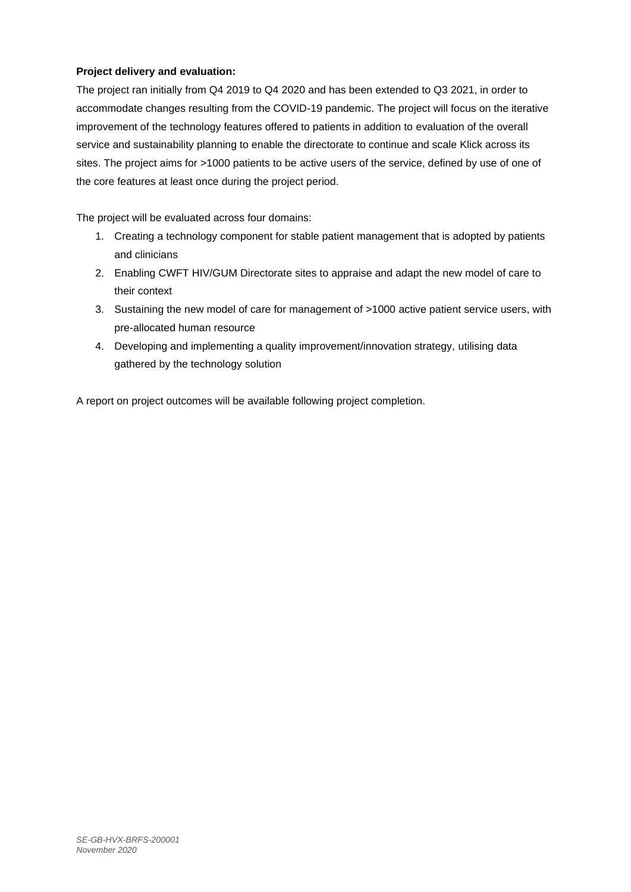**Project delivery and evaluation:**

The project ran initially from Q4 2019 to Q4 2020 and has been extended to Q3 2021, in order to accommodate changes resulting from the COVID-19 pandemic. The project will focus on the iterative improvement of the technology features offered to patients in addition to evaluation of the overall service and sustainability planning to enable the directorate to continue and scale Klick across its sites. The project aims for >1000 patients to be active users of the service, defined by use of one of the core features at least once during the project period.

The project will be evaluated across four domains:

1. Creating a technology component for stable patient management that is adopted by patients and clinicians
2. Enabling CWFT HIV/GUM Directorate sites to appraise and adapt the new model of care to their context
3. Sustaining the new model of care for management of >1000 active patient service users, with pre-allocated human resource
4. Developing and implementing a quality improvement/innovation strategy, utilising data gathered by the technology solution

A report on project outcomes will be available following project completion.